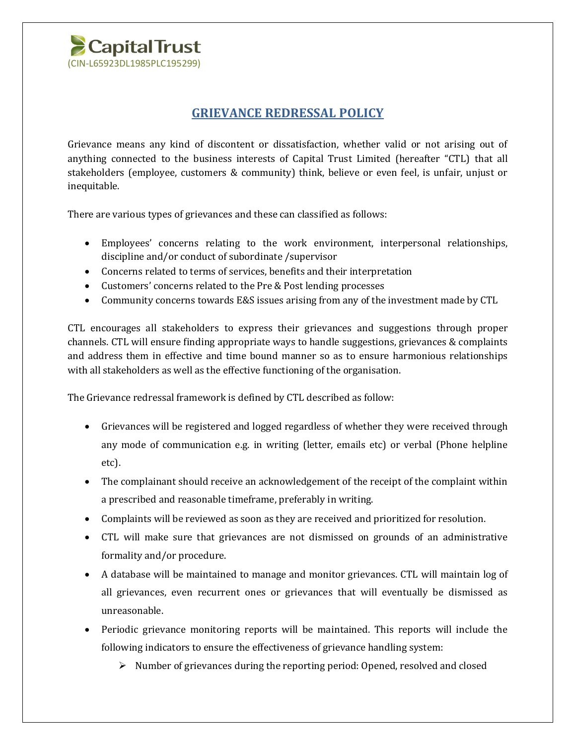Capital Trust
(CIN-L65923DL1985PLC195299)

# GRIEVANCE REDRESSAL POLICY

Grievance means any kind of discontent or dissatisfaction, whether valid or not arising out of anything connected to the business interests of Capital Trust Limited (hereafter "CTL) that all stakeholders (employee, customers & community) think, believe or even feel, is unfair, unjust or inequitable.

There are various types of grievances and these can classified as follows:

- Employees' concerns relating to the work environment, interpersonal relationships, discipline and/or conduct of subordinate /supervisor
- Concerns related to terms of services, benefits and their interpretation
- Customers' concerns related to the Pre & Post lending processes
- Community concerns towards E&S issues arising from any of the investment made by CTL

CTL encourages all stakeholders to express their grievances and suggestions through proper channels. CTL will ensure finding appropriate ways to handle suggestions, grievances & complaints and address them in effective and time bound manner so as to ensure harmonious relationships with all stakeholders as well as the effective functioning of the organisation.

The Grievance redressal framework is defined by CTL described as follow:

- Grievances will be registered and logged regardless of whether they were received through any mode of communication e.g. in writing (letter, emails etc) or verbal (Phone helpline etc).
- The complainant should receive an acknowledgement of the receipt of the complaint within a prescribed and reasonable timeframe, preferably in writing.
- Complaints will be reviewed as soon as they are received and prioritized for resolution.
- CTL will make sure that grievances are not dismissed on grounds of an administrative formality and/or procedure.
- A database will be maintained to manage and monitor grievances. CTL will maintain log of all grievances, even recurrent ones or grievances that will eventually be dismissed as unreasonable.
- Periodic grievance monitoring reports will be maintained. This reports will include the following indicators to ensure the effectiveness of grievance handling system:
    - Number of grievances during the reporting period: Opened, resolved and closed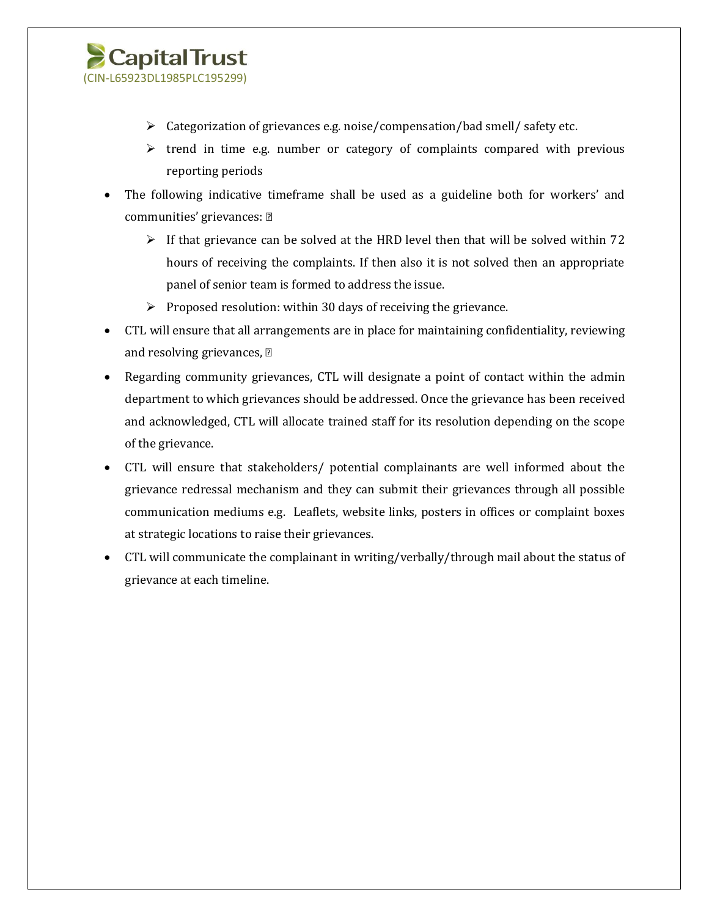- Categorization of grievances e.g. noise/compensation/bad smell/ safety etc.
- trend in time e.g. number or category of complaints compared with previous reporting periods

- The following indicative timeframe shall be used as a guideline both for workers' and communities' grievances: 
  - If that grievance can be solved at the HRD level then that will be solved within 72 hours of receiving the complaints. If then also it is not solved then an appropriate panel of senior team is formed to address the issue.
  - Proposed resolution: within 30 days of receiving the grievance.
- CTL will ensure that all arrangements are in place for maintaining confidentiality, reviewing and resolving grievances, 
- Regarding community grievances, CTL will designate a point of contact within the admin department to which grievances should be addressed. Once the grievance has been received and acknowledged, CTL will allocate trained staff for its resolution depending on the scope of the grievance.
- CTL will ensure that stakeholders/ potential complainants are well informed about the grievance redressal mechanism and they can submit their grievances through all possible communication mediums e.g. Leaflets, website links, posters in offices or complaint boxes at strategic locations to raise their grievances.
- CTL will communicate the complainant in writing/verbally/through mail about the status of grievance at each timeline.